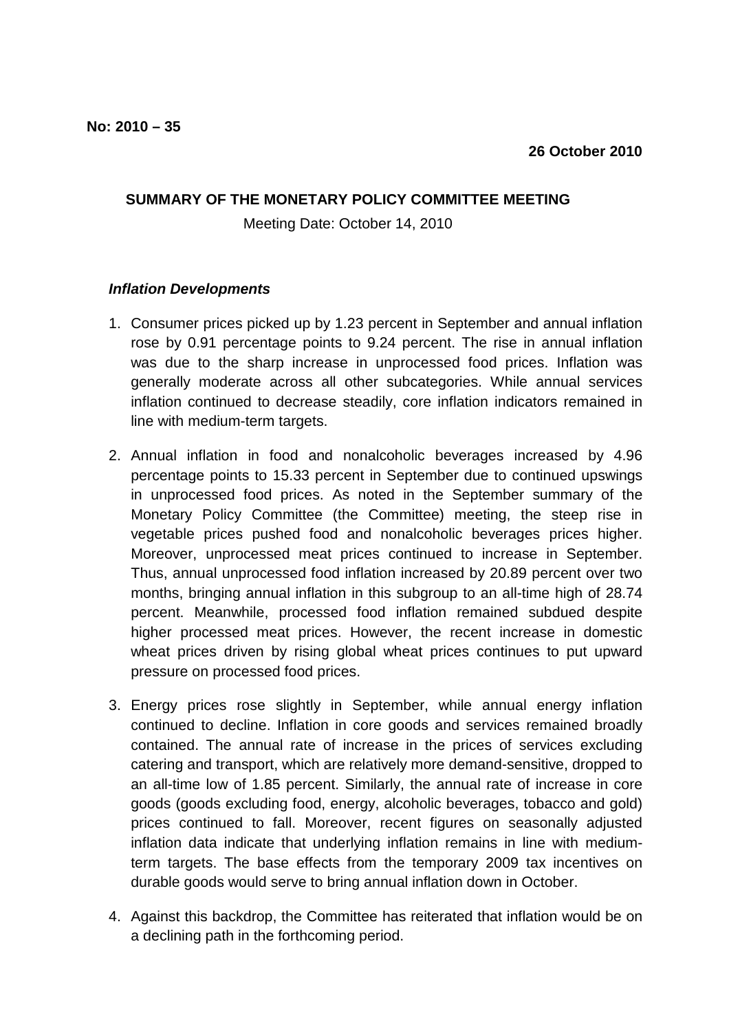**No: 2010 – 35**

**26 October 2010**

**SUMMARY OF THE MONETARY POLICY COMMITTEE MEETING**

Meeting Date: October 14, 2010

***Inflation Developments***

1. Consumer prices picked up by 1.23 percent in September and annual inflation rose by 0.91 percentage points to 9.24 percent. The rise in annual inflation was due to the sharp increase in unprocessed food prices. Inflation was generally moderate across all other subcategories. While annual services inflation continued to decrease steadily, core inflation indicators remained in line with medium-term targets.

2. Annual inflation in food and nonalcoholic beverages increased by 4.96 percentage points to 15.33 percent in September due to continued upswings in unprocessed food prices. As noted in the September summary of the Monetary Policy Committee (the Committee) meeting, the steep rise in vegetable prices pushed food and nonalcoholic beverages prices higher. Moreover, unprocessed meat prices continued to increase in September. Thus, annual unprocessed food inflation increased by 20.89 percent over two months, bringing annual inflation in this subgroup to an all-time high of 28.74 percent. Meanwhile, processed food inflation remained subdued despite higher processed meat prices. However, the recent increase in domestic wheat prices driven by rising global wheat prices continues to put upward pressure on processed food prices.

3. Energy prices rose slightly in September, while annual energy inflation continued to decline. Inflation in core goods and services remained broadly contained. The annual rate of increase in the prices of services excluding catering and transport, which are relatively more demand-sensitive, dropped to an all-time low of 1.85 percent. Similarly, the annual rate of increase in core goods (goods excluding food, energy, alcoholic beverages, tobacco and gold) prices continued to fall. Moreover, recent figures on seasonally adjusted inflation data indicate that underlying inflation remains in line with medium-term targets. The base effects from the temporary 2009 tax incentives on durable goods would serve to bring annual inflation down in October.

4. Against this backdrop, the Committee has reiterated that inflation would be on a declining path in the forthcoming period.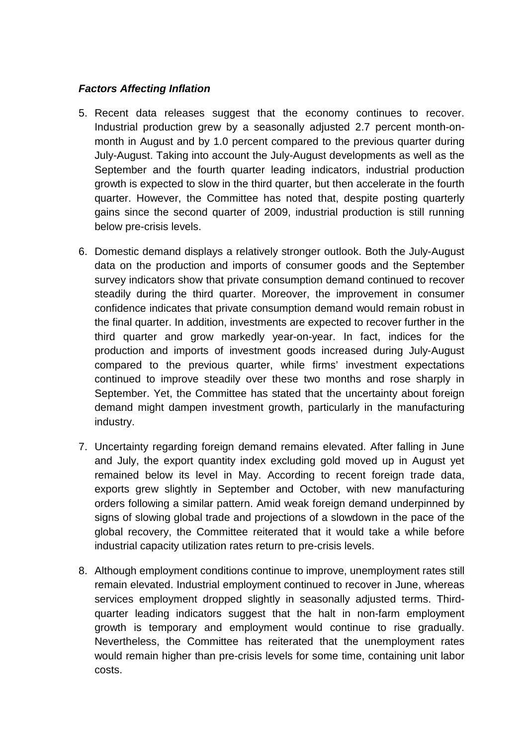***Factors Affecting Inflation***

5. Recent data releases suggest that the economy continues to recover. Industrial production grew by a seasonally adjusted 2.7 percent month-on-month in August and by 1.0 percent compared to the previous quarter during July-August. Taking into account the July-August developments as well as the September and the fourth quarter leading indicators, industrial production growth is expected to slow in the third quarter, but then accelerate in the fourth quarter. However, the Committee has noted that, despite posting quarterly gains since the second quarter of 2009, industrial production is still running below pre-crisis levels.

6. Domestic demand displays a relatively stronger outlook. Both the July-August data on the production and imports of consumer goods and the September survey indicators show that private consumption demand continued to recover steadily during the third quarter. Moreover, the improvement in consumer confidence indicates that private consumption demand would remain robust in the final quarter. In addition, investments are expected to recover further in the third quarter and grow markedly year-on-year. In fact, indices for the production and imports of investment goods increased during July-August compared to the previous quarter, while firms' investment expectations continued to improve steadily over these two months and rose sharply in September. Yet, the Committee has stated that the uncertainty about foreign demand might dampen investment growth, particularly in the manufacturing industry.

7. Uncertainty regarding foreign demand remains elevated. After falling in June and July, the export quantity index excluding gold moved up in August yet remained below its level in May. According to recent foreign trade data, exports grew slightly in September and October, with new manufacturing orders following a similar pattern. Amid weak foreign demand underpinned by signs of slowing global trade and projections of a slowdown in the pace of the global recovery, the Committee reiterated that it would take a while before industrial capacity utilization rates return to pre-crisis levels.

8. Although employment conditions continue to improve, unemployment rates still remain elevated. Industrial employment continued to recover in June, whereas services employment dropped slightly in seasonally adjusted terms. Third-quarter leading indicators suggest that the halt in non-farm employment growth is temporary and employment would continue to rise gradually. Nevertheless, the Committee has reiterated that the unemployment rates would remain higher than pre-crisis levels for some time, containing unit labor costs.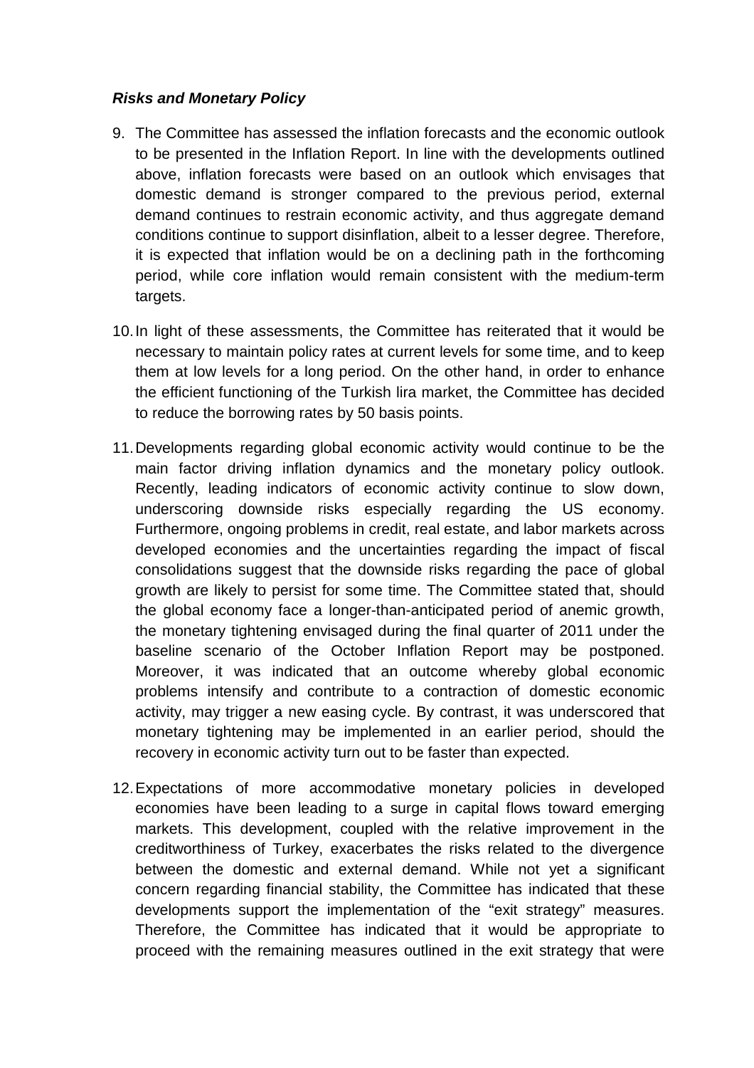### ***Risks and Monetary Policy***

9. The Committee has assessed the inflation forecasts and the economic outlook to be presented in the Inflation Report. In line with the developments outlined above, inflation forecasts were based on an outlook which envisages that domestic demand is stronger compared to the previous period, external demand continues to restrain economic activity, and thus aggregate demand conditions continue to support disinflation, albeit to a lesser degree. Therefore, it is expected that inflation would be on a declining path in the forthcoming period, while core inflation would remain consistent with the medium-term targets.

10. In light of these assessments, the Committee has reiterated that it would be necessary to maintain policy rates at current levels for some time, and to keep them at low levels for a long period. On the other hand, in order to enhance the efficient functioning of the Turkish lira market, the Committee has decided to reduce the borrowing rates by 50 basis points.

11. Developments regarding global economic activity would continue to be the main factor driving inflation dynamics and the monetary policy outlook. Recently, leading indicators of economic activity continue to slow down, underscoring downside risks especially regarding the US economy. Furthermore, ongoing problems in credit, real estate, and labor markets across developed economies and the uncertainties regarding the impact of fiscal consolidations suggest that the downside risks regarding the pace of global growth are likely to persist for some time. The Committee stated that, should the global economy face a longer-than-anticipated period of anemic growth, the monetary tightening envisaged during the final quarter of 2011 under the baseline scenario of the October Inflation Report may be postponed. Moreover, it was indicated that an outcome whereby global economic problems intensify and contribute to a contraction of domestic economic activity, may trigger a new easing cycle. By contrast, it was underscored that monetary tightening may be implemented in an earlier period, should the recovery in economic activity turn out to be faster than expected.

12. Expectations of more accommodative monetary policies in developed economies have been leading to a surge in capital flows toward emerging markets. This development, coupled with the relative improvement in the creditworthiness of Turkey, exacerbates the risks related to the divergence between the domestic and external demand. While not yet a significant concern regarding financial stability, the Committee has indicated that these developments support the implementation of the "exit strategy" measures. Therefore, the Committee has indicated that it would be appropriate to proceed with the remaining measures outlined in the exit strategy that were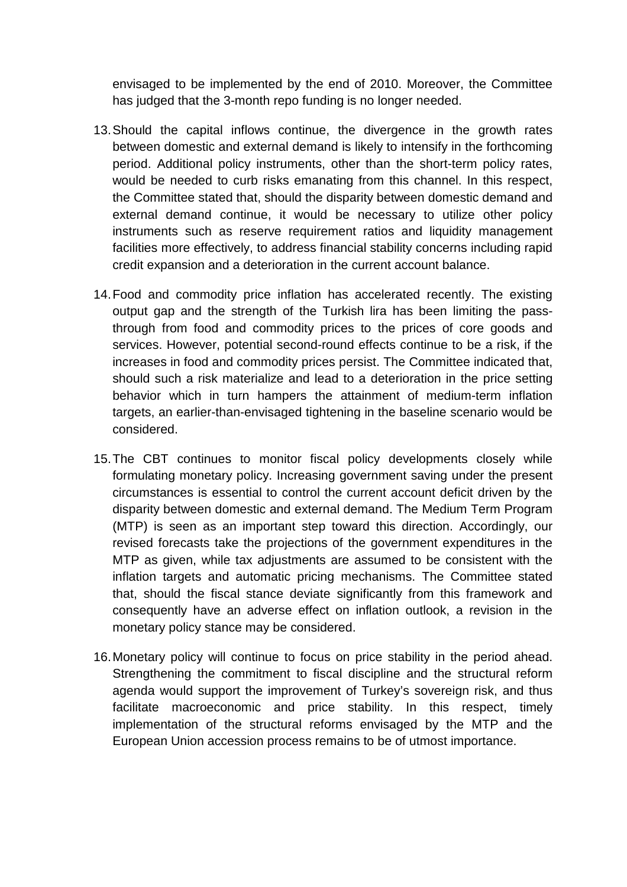envisaged to be implemented by the end of 2010. Moreover, the Committee has judged that the 3-month repo funding is no longer needed.

13. Should the capital inflows continue, the divergence in the growth rates between domestic and external demand is likely to intensify in the forthcoming period. Additional policy instruments, other than the short-term policy rates, would be needed to curb risks emanating from this channel. In this respect, the Committee stated that, should the disparity between domestic demand and external demand continue, it would be necessary to utilize other policy instruments such as reserve requirement ratios and liquidity management facilities more effectively, to address financial stability concerns including rapid credit expansion and a deterioration in the current account balance.

14. Food and commodity price inflation has accelerated recently. The existing output gap and the strength of the Turkish lira has been limiting the pass-through from food and commodity prices to the prices of core goods and services. However, potential second-round effects continue to be a risk, if the increases in food and commodity prices persist. The Committee indicated that, should such a risk materialize and lead to a deterioration in the price setting behavior which in turn hampers the attainment of medium-term inflation targets, an earlier-than-envisaged tightening in the baseline scenario would be considered.

15. The CBT continues to monitor fiscal policy developments closely while formulating monetary policy. Increasing government saving under the present circumstances is essential to control the current account deficit driven by the disparity between domestic and external demand. The Medium Term Program (MTP) is seen as an important step toward this direction. Accordingly, our revised forecasts take the projections of the government expenditures in the MTP as given, while tax adjustments are assumed to be consistent with the inflation targets and automatic pricing mechanisms. The Committee stated that, should the fiscal stance deviate significantly from this framework and consequently have an adverse effect on inflation outlook, a revision in the monetary policy stance may be considered.

16. Monetary policy will continue to focus on price stability in the period ahead. Strengthening the commitment to fiscal discipline and the structural reform agenda would support the improvement of Turkey's sovereign risk, and thus facilitate macroeconomic and price stability. In this respect, timely implementation of the structural reforms envisaged by the MTP and the European Union accession process remains to be of utmost importance.